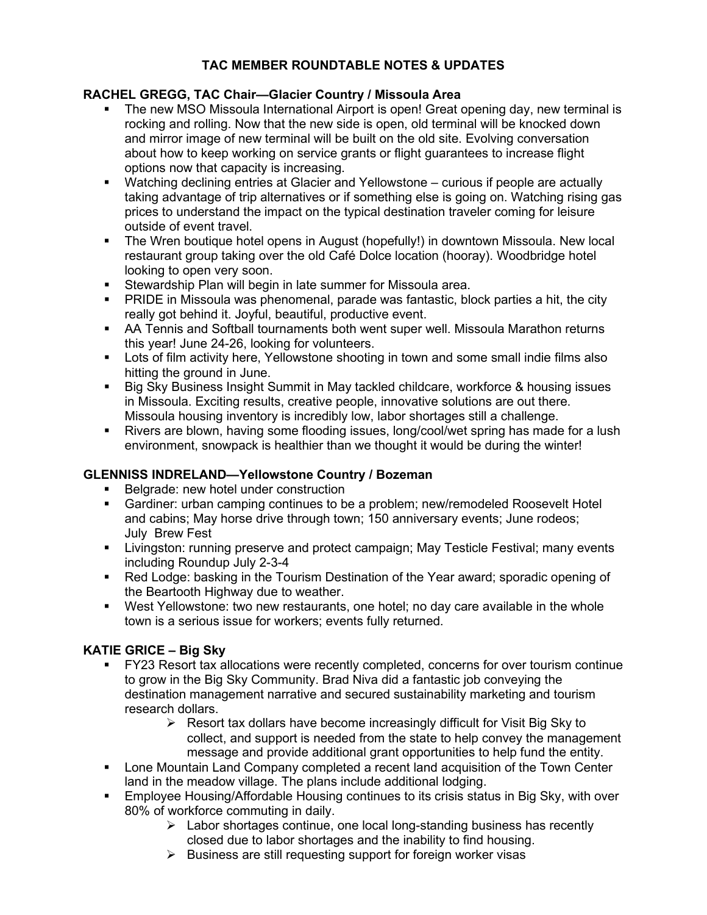# TAC MEMBER ROUNDTABLE NOTES & UPDATES

## RACHEL GREGG, TAC Chair—Glacier Country / Missoula Area

- The new MSO Missoula International Airport is open! Great opening day, new terminal is rocking and rolling. Now that the new side is open, old terminal will be knocked down and mirror image of new terminal will be built on the old site. Evolving conversation about how to keep working on service grants or flight guarantees to increase flight options now that capacity is increasing.
- Watching declining entries at Glacier and Yellowstone – curious if people are actually taking advantage of trip alternatives or if something else is going on. Watching rising gas prices to understand the impact on the typical destination traveler coming for leisure outside of event travel.
- The Wren boutique hotel opens in August (hopefully!) in downtown Missoula. New local restaurant group taking over the old Café Dolce location (hooray). Woodbridge hotel looking to open very soon.
- Stewardship Plan will begin in late summer for Missoula area.
- PRIDE in Missoula was phenomenal, parade was fantastic, block parties a hit, the city really got behind it. Joyful, beautiful, productive event.
- AA Tennis and Softball tournaments both went super well. Missoula Marathon returns this year! June 24-26, looking for volunteers.
- Lots of film activity here, Yellowstone shooting in town and some small indie films also hitting the ground in June.
- Big Sky Business Insight Summit in May tackled childcare, workforce & housing issues in Missoula. Exciting results, creative people, innovative solutions are out there. Missoula housing inventory is incredibly low, labor shortages still a challenge.
- Rivers are blown, having some flooding issues, long/cool/wet spring has made for a lush environment, snowpack is healthier than we thought it would be during the winter!

## GLENNISS INDRELAND—Yellowstone Country / Bozeman

- Belgrade: new hotel under construction
- Gardiner: urban camping continues to be a problem; new/remodeled Roosevelt Hotel and cabins; May horse drive through town; 150 anniversary events; June rodeos; July Brew Fest
- Livingston: running preserve and protect campaign; May Testicle Festival; many events including Roundup July 2-3-4
- Red Lodge: basking in the Tourism Destination of the Year award; sporadic opening of the Beartooth Highway due to weather.
- West Yellowstone: two new restaurants, one hotel; no day care available in the whole town is a serious issue for workers; events fully returned.

## KATIE GRICE – Big Sky

- FY23 Resort tax allocations were recently completed, concerns for over tourism continue to grow in the Big Sky Community. Brad Niva did a fantastic job conveying the destination management narrative and secured sustainability marketing and tourism research dollars.
  - Resort tax dollars have become increasingly difficult for Visit Big Sky to collect, and support is needed from the state to help convey the management message and provide additional grant opportunities to help fund the entity.
- Lone Mountain Land Company completed a recent land acquisition of the Town Center land in the meadow village. The plans include additional lodging.
- Employee Housing/Affordable Housing continues to its crisis status in Big Sky, with over 80% of workforce commuting in daily.
  - Labor shortages continue, one local long-standing business has recently closed due to labor shortages and the inability to find housing.
  - Business are still requesting support for foreign worker visas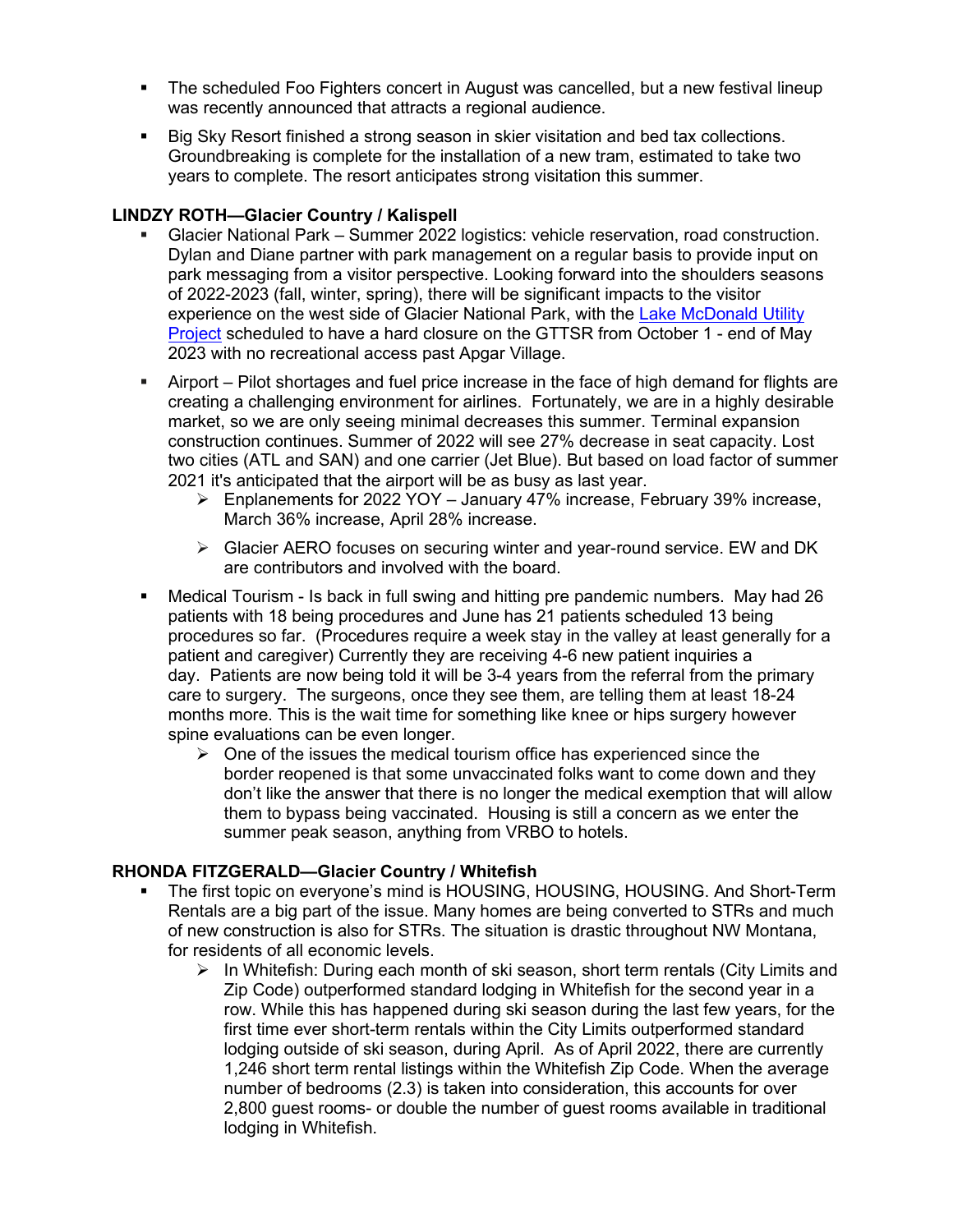- The scheduled Foo Fighters concert in August was cancelled, but a new festival lineup was recently announced that attracts a regional audience.
- Big Sky Resort finished a strong season in skier visitation and bed tax collections. Groundbreaking is complete for the installation of a new tram, estimated to take two years to complete. The resort anticipates strong visitation this summer.

**LINDZY ROTH—Glacier Country / Kalispell**

- Glacier National Park – Summer 2022 logistics: vehicle reservation, road construction. Dylan and Diane partner with park management on a regular basis to provide input on park messaging from a visitor perspective. Looking forward into the shoulders seasons of 2022-2023 (fall, winter, spring), there will be significant impacts to the visitor experience on the west side of Glacier National Park, with the Lake McDonald Utility Project scheduled to have a hard closure on the GTTSR from October 1 - end of May 2023 with no recreational access past Apgar Village.
- Airport – Pilot shortages and fuel price increase in the face of high demand for flights are creating a challenging environment for airlines. Fortunately, we are in a highly desirable market, so we are only seeing minimal decreases this summer. Terminal expansion construction continues. Summer of 2022 will see 27% decrease in seat capacity. Lost two cities (ATL and SAN) and one carrier (Jet Blue). But based on load factor of summer 2021 it's anticipated that the airport will be as busy as last year.
  - Enplanements for 2022 YOY – January 47% increase, February 39% increase, March 36% increase, April 28% increase.
  - Glacier AERO focuses on securing winter and year-round service. EW and DK are contributors and involved with the board.
- Medical Tourism - Is back in full swing and hitting pre pandemic numbers. May had 26 patients with 18 being procedures and June has 21 patients scheduled 13 being procedures so far. (Procedures require a week stay in the valley at least generally for a patient and caregiver) Currently they are receiving 4-6 new patient inquiries a day. Patients are now being told it will be 3-4 years from the referral from the primary care to surgery. The surgeons, once they see them, are telling them at least 18-24 months more. This is the wait time for something like knee or hips surgery however spine evaluations can be even longer.
  - One of the issues the medical tourism office has experienced since the border reopened is that some unvaccinated folks want to come down and they don't like the answer that there is no longer the medical exemption that will allow them to bypass being vaccinated. Housing is still a concern as we enter the summer peak season, anything from VRBO to hotels.

**RHONDA FITZGERALD—Glacier Country / Whitefish**

- The first topic on everyone's mind is HOUSING, HOUSING, HOUSING. And Short-Term Rentals are a big part of the issue. Many homes are being converted to STRs and much of new construction is also for STRs. The situation is drastic throughout NW Montana, for residents of all economic levels.
  - In Whitefish: During each month of ski season, short term rentals (City Limits and Zip Code) outperformed standard lodging in Whitefish for the second year in a row. While this has happened during ski season during the last few years, for the first time ever short-term rentals within the City Limits outperformed standard lodging outside of ski season, during April. As of April 2022, there are currently 1,246 short term rental listings within the Whitefish Zip Code. When the average number of bedrooms (2.3) is taken into consideration, this accounts for over 2,800 guest rooms- or double the number of guest rooms available in traditional lodging in Whitefish.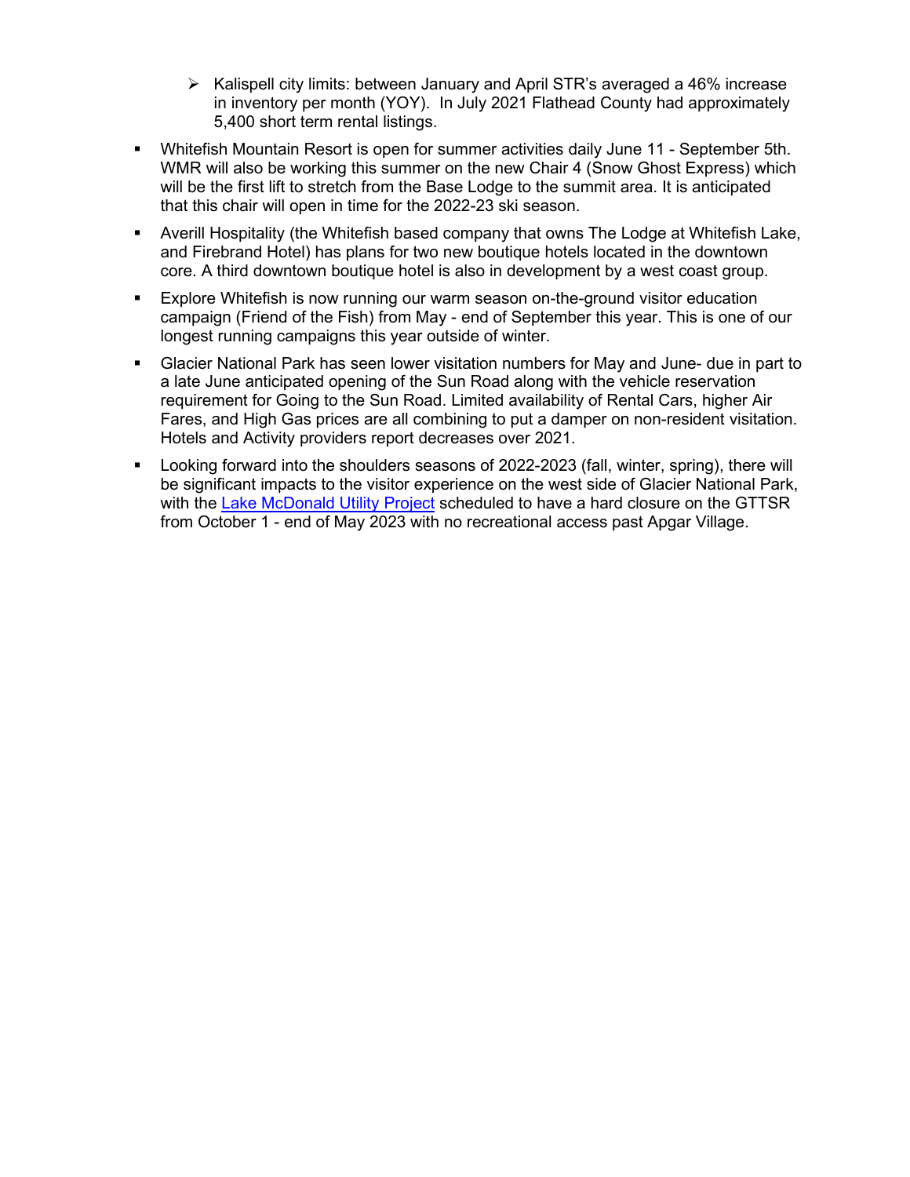- Kalispell city limits: between January and April STR's averaged a 46% increase in inventory per month (YOY). In July 2021 Flathead County had approximately 5,400 short term rental listings.

- Whitefish Mountain Resort is open for summer activities daily June 11 - September 5th. WMR will also be working this summer on the new Chair 4 (Snow Ghost Express) which will be the first lift to stretch from the Base Lodge to the summit area. It is anticipated that this chair will open in time for the 2022-23 ski season.

- Averill Hospitality (the Whitefish based company that owns The Lodge at Whitefish Lake, and Firebrand Hotel) has plans for two new boutique hotels located in the downtown core. A third downtown boutique hotel is also in development by a west coast group.

- Explore Whitefish is now running our warm season on-the-ground visitor education campaign (Friend of the Fish) from May - end of September this year. This is one of our longest running campaigns this year outside of winter.

- Glacier National Park has seen lower visitation numbers for May and June- due in part to a late June anticipated opening of the Sun Road along with the vehicle reservation requirement for Going to the Sun Road. Limited availability of Rental Cars, higher Air Fares, and High Gas prices are all combining to put a damper on non-resident visitation. Hotels and Activity providers report decreases over 2021.

- Looking forward into the shoulders seasons of 2022-2023 (fall, winter, spring), there will be significant impacts to the visitor experience on the west side of Glacier National Park, with the Lake McDonald Utility Project scheduled to have a hard closure on the GTTSR from October 1 - end of May 2023 with no recreational access past Apgar Village.